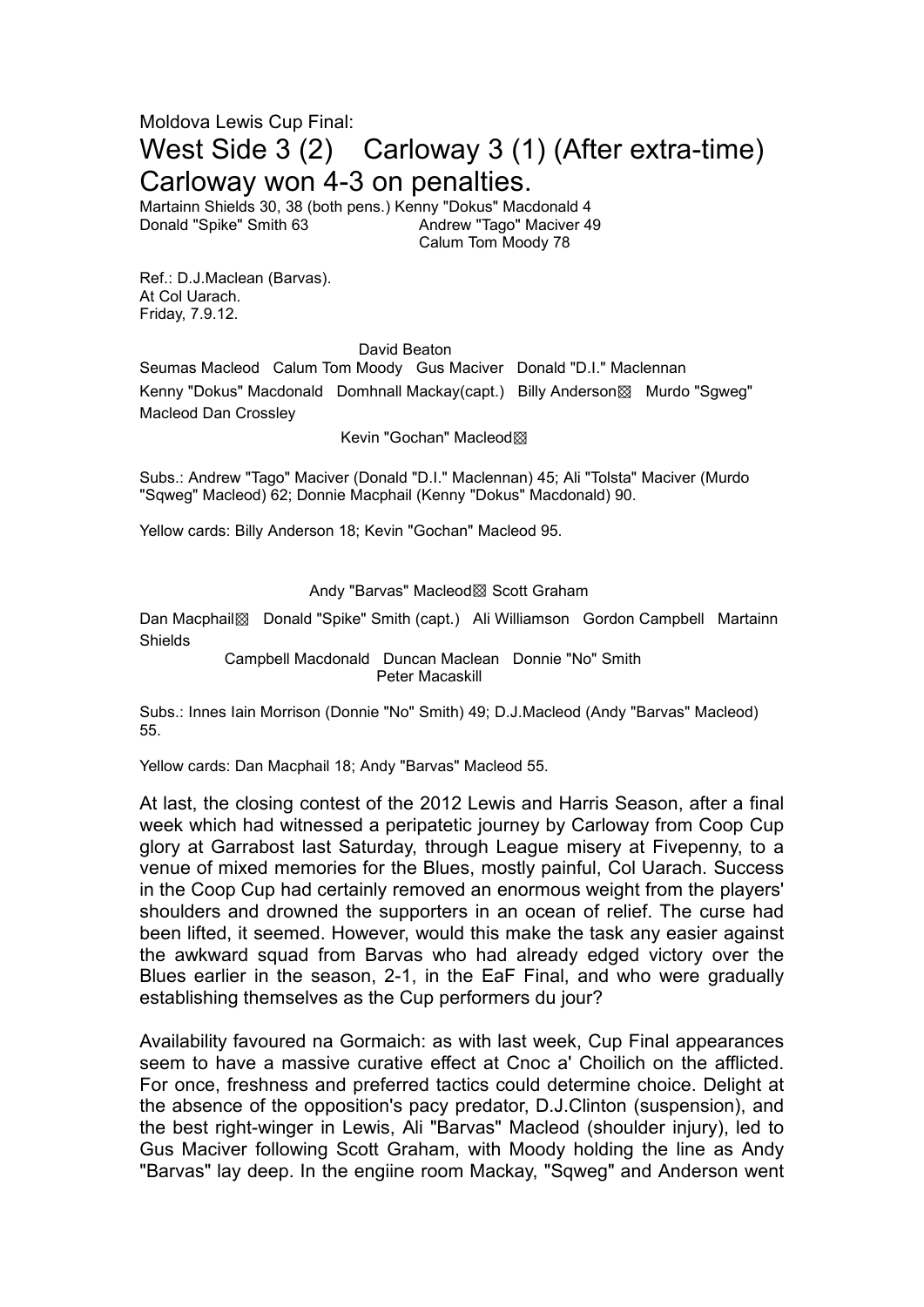Moldova Lewis Cup Final:

# West Side 3 (2) Carloway 3 (1) (After extra-time) Carloway won 4-3 on penalties.

Martainn Shields 30, 38 (both pens.) Kenny "Dokus" Macdonald 4
Donald "Spike" Smith 63 Andrew "Tago" Maciver 49
Calum Tom Moody 78

Ref.: D.J.Maclean (Barvas).
At Col Uarach.
Friday, 7.9.12.

David Beaton

Seumas Macleod Calum Tom Moody Gus Maciver Donald "D.I." Maclennan

Kenny "Dokus" Macdonald Domhnall Mackay(capt.) Billy Anderson▧ Murdo "Sgweg" Macleod Dan Crossley

Kevin "Gochan" Macleod▧

Subs.: Andrew "Tago" Maciver (Donald "D.I." Maclennan) 45; Ali "Tolsta" Maciver (Murdo "Sqweg" Macleod) 62; Donnie Macphail (Kenny "Dokus" Macdonald) 90.

Yellow cards: Billy Anderson 18; Kevin "Gochan" Macleod 95.

Andy "Barvas" Macleod▧ Scott Graham

Dan Macphail▧ Donald "Spike" Smith (capt.) Ali Williamson Gordon Campbell Martainn Shields

Campbell Macdonald Duncan Maclean Donnie "No" Smith

Peter Macaskill

Subs.: Innes Iain Morrison (Donnie "No" Smith) 49; D.J.Macleod (Andy "Barvas" Macleod) 55.

Yellow cards: Dan Macphail 18; Andy "Barvas" Macleod 55.

At last, the closing contest of the 2012 Lewis and Harris Season, after a final week which had witnessed a peripatetic journey by Carloway from Coop Cup glory at Garrabost last Saturday, through League misery at Fivepenny, to a venue of mixed memories for the Blues, mostly painful, Col Uarach. Success in the Coop Cup had certainly removed an enormous weight from the players' shoulders and drowned the supporters in an ocean of relief. The curse had been lifted, it seemed. However, would this make the task any easier against the awkward squad from Barvas who had already edged victory over the Blues earlier in the season, 2-1, in the EaF Final, and who were gradually establishing themselves as the Cup performers du jour?

Availability favoured na Gormaich: as with last week, Cup Final appearances seem to have a massive curative effect at Cnoc a' Choilich on the afflicted. For once, freshness and preferred tactics could determine choice. Delight at the absence of the opposition's pacy predator, D.J.Clinton (suspension), and the best right-winger in Lewis, Ali "Barvas" Macleod (shoulder injury), led to Gus Maciver following Scott Graham, with Moody holding the line as Andy "Barvas" lay deep. In the engiine room Mackay, "Sqweg" and Anderson went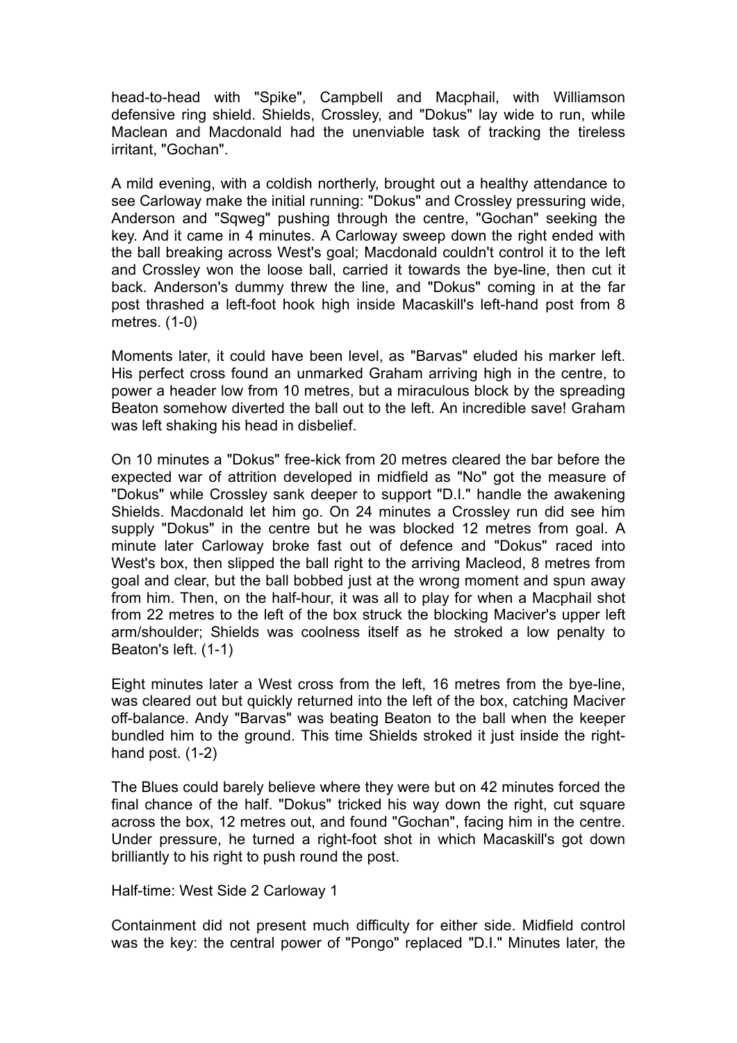head-to-head with "Spike", Campbell and Macphail, with Williamson defensive ring shield. Shields, Crossley, and "Dokus" lay wide to run, while Maclean and Macdonald had the unenviable task of tracking the tireless irritant, "Gochan".

A mild evening, with a coldish northerly, brought out a healthy attendance to see Carloway make the initial running: "Dokus" and Crossley pressuring wide, Anderson and "Sqweg" pushing through the centre, "Gochan" seeking the key. And it came in 4 minutes. A Carloway sweep down the right ended with the ball breaking across West's goal; Macdonald couldn't control it to the left and Crossley won the loose ball, carried it towards the bye-line, then cut it back. Anderson's dummy threw the line, and "Dokus" coming in at the far post thrashed a left-foot hook high inside Macaskill's left-hand post from 8 metres. (1-0)

Moments later, it could have been level, as "Barvas" eluded his marker left. His perfect cross found an unmarked Graham arriving high in the centre, to power a header low from 10 metres, but a miraculous block by the spreading Beaton somehow diverted the ball out to the left. An incredible save! Graham was left shaking his head in disbelief.

On 10 minutes a "Dokus" free-kick from 20 metres cleared the bar before the expected war of attrition developed in midfield as "No" got the measure of "Dokus" while Crossley sank deeper to support "D.I." handle the awakening Shields. Macdonald let him go. On 24 minutes a Crossley run did see him supply "Dokus" in the centre but he was blocked 12 metres from goal. A minute later Carloway broke fast out of defence and "Dokus" raced into West's box, then slipped the ball right to the arriving Macleod, 8 metres from goal and clear, but the ball bobbed just at the wrong moment and spun away from him. Then, on the half-hour, it was all to play for when a Macphail shot from 22 metres to the left of the box struck the blocking Maciver's upper left arm/shoulder; Shields was coolness itself as he stroked a low penalty to Beaton's left. (1-1)

Eight minutes later a West cross from the left, 16 metres from the bye-line, was cleared out but quickly returned into the left of the box, catching Maciver off-balance. Andy "Barvas" was beating Beaton to the ball when the keeper bundled him to the ground. This time Shields stroked it just inside the right-hand post. (1-2)

The Blues could barely believe where they were but on 42 minutes forced the final chance of the half. "Dokus" tricked his way down the right, cut square across the box, 12 metres out, and found "Gochan", facing him in the centre. Under pressure, he turned a right-foot shot in which Macaskill's got down brilliantly to his right to push round the post.

Half-time: West Side 2 Carloway 1

Containment did not present much difficulty for either side. Midfield control was the key: the central power of "Pongo" replaced "D.I." Minutes later, the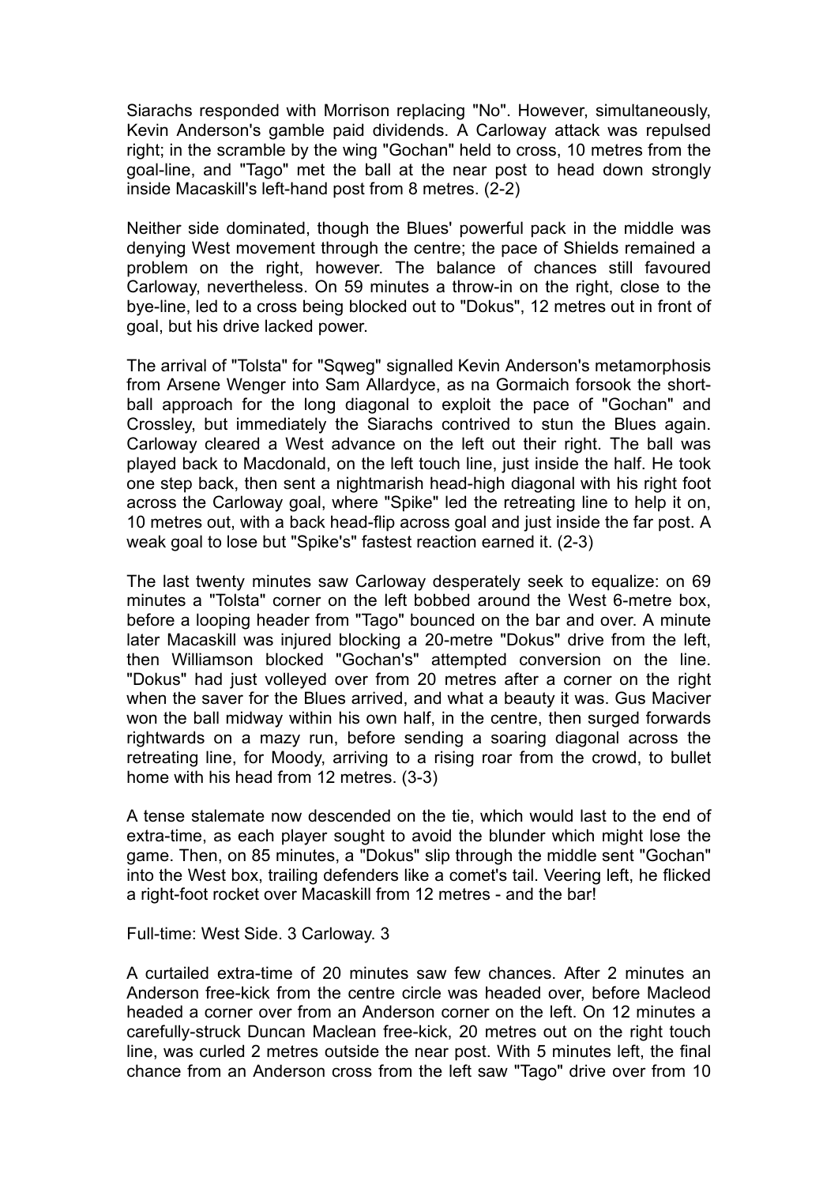Siarachs responded with Morrison replacing "No". However, simultaneously, Kevin Anderson's gamble paid dividends. A Carloway attack was repulsed right; in the scramble by the wing "Gochan" held to cross, 10 metres from the goal-line, and "Tago" met the ball at the near post to head down strongly inside Macaskill's left-hand post from 8 metres. (2-2)

Neither side dominated, though the Blues' powerful pack in the middle was denying West movement through the centre; the pace of Shields remained a problem on the right, however. The balance of chances still favoured Carloway, nevertheless. On 59 minutes a throw-in on the right, close to the bye-line, led to a cross being blocked out to "Dokus", 12 metres out in front of goal, but his drive lacked power.

The arrival of "Tolsta" for "Sqweg" signalled Kevin Anderson's metamorphosis from Arsene Wenger into Sam Allardyce, as na Gormaich forsook the short-ball approach for the long diagonal to exploit the pace of "Gochan" and Crossley, but immediately the Siarachs contrived to stun the Blues again. Carloway cleared a West advance on the left out their right. The ball was played back to Macdonald, on the left touch line, just inside the half. He took one step back, then sent a nightmarish head-high diagonal with his right foot across the Carloway goal, where "Spike" led the retreating line to help it on, 10 metres out, with a back head-flip across goal and just inside the far post. A weak goal to lose but "Spike's" fastest reaction earned it. (2-3)

The last twenty minutes saw Carloway desperately seek to equalize: on 69 minutes a "Tolsta" corner on the left bobbed around the West 6-metre box, before a looping header from "Tago" bounced on the bar and over. A minute later Macaskill was injured blocking a 20-metre "Dokus" drive from the left, then Williamson blocked "Gochan's" attempted conversion on the line. "Dokus" had just volleyed over from 20 metres after a corner on the right when the saver for the Blues arrived, and what a beauty it was. Gus Maciver won the ball midway within his own half, in the centre, then surged forwards rightwards on a mazy run, before sending a soaring diagonal across the retreating line, for Moody, arriving to a rising roar from the crowd, to bullet home with his head from 12 metres. (3-3)

A tense stalemate now descended on the tie, which would last to the end of extra-time, as each player sought to avoid the blunder which might lose the game. Then, on 85 minutes, a "Dokus" slip through the middle sent "Gochan" into the West box, trailing defenders like a comet's tail. Veering left, he flicked a right-foot rocket over Macaskill from 12 metres - and the bar!

Full-time: West Side. 3 Carloway. 3

A curtailed extra-time of 20 minutes saw few chances. After 2 minutes an Anderson free-kick from the centre circle was headed over, before Macleod headed a corner over from an Anderson corner on the left. On 12 minutes a carefully-struck Duncan Maclean free-kick, 20 metres out on the right touch line, was curled 2 metres outside the near post. With 5 minutes left, the final chance from an Anderson cross from the left saw "Tago" drive over from 10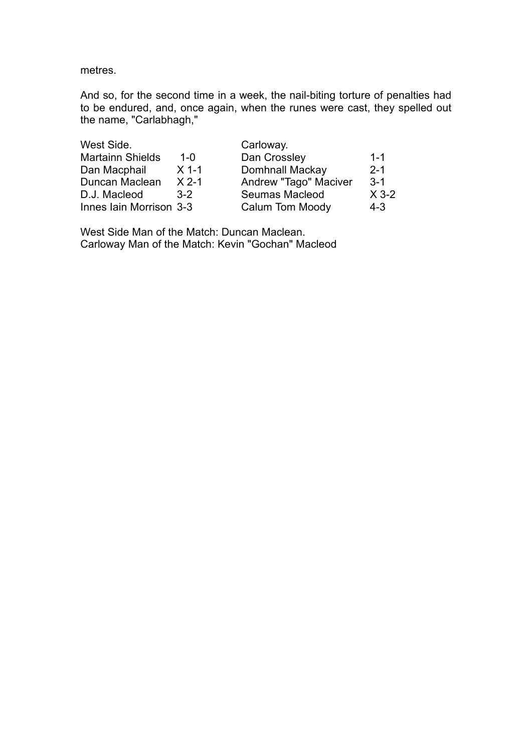metres.

And so, for the second time in a week, the nail-biting torture of penalties had to be endured, and, once again, when the runes were cast, they spelled out the name, "Carlabhagh,"

| West Side. | | Carloway. | |
|---|---|---|---|
| Martainn Shields | 1-0 | Dan Crossley | 1-1 |
| Dan Macphail | X 1-1 | Domhnall Mackay | 2-1 |
| Duncan Maclean | X 2-1 | Andrew "Tago" Maciver | 3-1 |
| D.J. Macleod | 3-2 | Seumas Macleod | X 3-2 |
| Innes Iain Morrison | 3-3 | Calum Tom Moody | 4-3 |

West Side Man of the Match: Duncan Maclean.
Carloway Man of the Match: Kevin "Gochan" Macleod